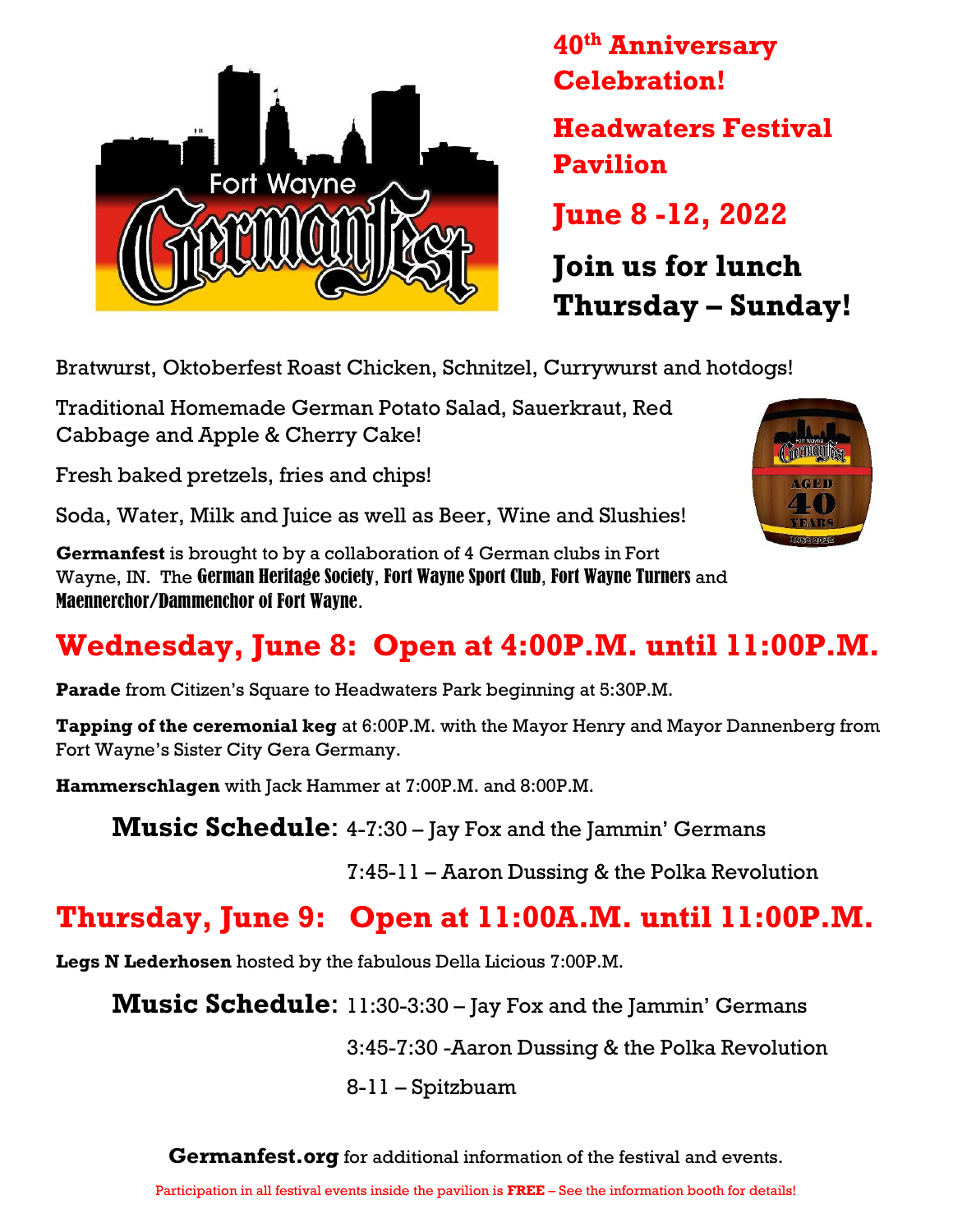## 40th Anniversary Celebration!

## Headwaters Festival Pavilion

## June 8 -12, 2022

## Join us for lunch Thursday – Sunday!

Bratwurst, Oktoberfest Roast Chicken, Schnitzel, Currywurst and hotdogs!

Traditional Homemade German Potato Salad, Sauerkraut, Red Cabbage and Apple & Cherry Cake!

Fresh baked pretzels, fries and chips!

Soda, Water, Milk and Juice as well as Beer, Wine and Slushies!

**Germanfest** is brought to by a collaboration of 4 German clubs in Fort Wayne, IN. The **German Heritage Society**, **Fort Wayne Sport Club**, **Fort Wayne Turners** and **Maennerchor/Dammenchor of Fort Wayne**.

## Wednesday, June 8: Open at 4:00P.M. until 11:00P.M.

**Parade** from Citizen's Square to Headwaters Park beginning at 5:30P.M.

**Tapping of the ceremonial keg** at 6:00P.M. with the Mayor Henry and Mayor Dannenberg from Fort Wayne's Sister City Gera Germany.

**Hammerschlagen** with Jack Hammer at 7:00P.M. and 8:00P.M.

**Music Schedule**: 4-7:30 – Jay Fox and the Jammin' Germans

7:45-11 – Aaron Dussing & the Polka Revolution

## Thursday, June 9: Open at 11:00A.M. until 11:00P.M.

**Legs N Lederhosen** hosted by the fabulous Della Licious 7:00P.M.

**Music Schedule**: 11:30-3:30 – Jay Fox and the Jammin' Germans

3:45-7:30 -Aaron Dussing & the Polka Revolution

8-11 – Spitzbuam

**Germanfest.org** for additional information of the festival and events.

Participation in all festival events inside the pavilion is **FREE** – See the information booth for details!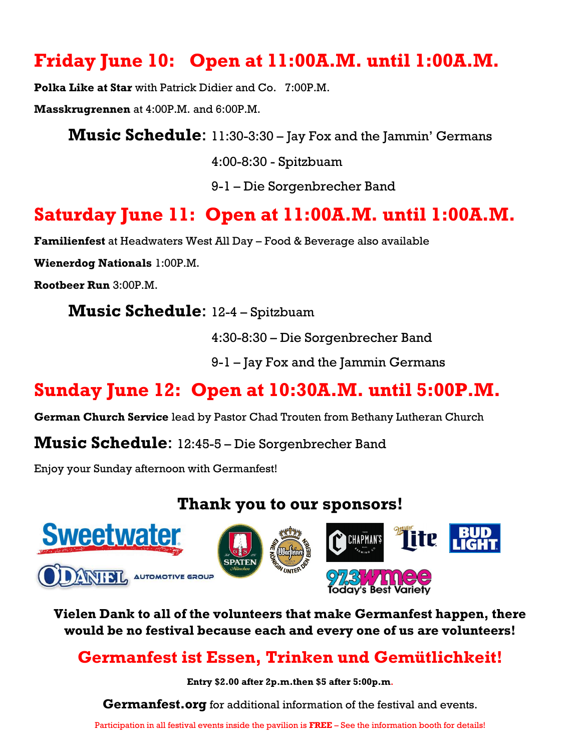## Friday June 10: Open at 11:00A.M. until 1:00A.M.

**Polka Like at Star** with Patrick Didier and Co. 7:00P.M.

**Masskrugrennen** at 4:00P.M. and 6:00P.M.

**Music Schedule**: 11:30-3:30 – Jay Fox and the Jammin' Germans

4:00-8:30 - Spitzbuam

9-1 – Die Sorgenbrecher Band

## Saturday June 11: Open at 11:00A.M. until 1:00A.M.

**Familienfest** at Headwaters West All Day – Food & Beverage also available

**Wienerdog Nationals** 1:00P.M.

**Rootbeer Run** 3:00P.M.

**Music Schedule**: 12-4 – Spitzbuam

4:30-8:30 – Die Sorgenbrecher Band

9-1 – Jay Fox and the Jammin Germans

## Sunday June 12: Open at 10:30A.M. until 5:00P.M.

**German Church Service** lead by Pastor Chad Trouten from Bethany Lutheran Church

**Music Schedule**: 12:45-5 – Die Sorgenbrecher Band

Enjoy your Sunday afternoon with Germanfest!

### Thank you to our sponsors!

Sweetwater

O'Daniel Automotive Group

Spaten

Warsteiner

Chapman's Brewing Co.

Miller Lite

Bud Light

97.3 WMEE Today's Best Variety

**Vielen Dank to all of the volunteers that make Germanfest happen, there would be no festival because each and every one of us are volunteers!**

## Germanfest ist Essen, Trinken und Gemütlichkeit!

**Entry $2.00 after 2p.m.then $5 after 5:00p.m.**

**Germanfest.org** for additional information of the festival and events.

Participation in all festival events inside the pavilion is **FREE** – See the information booth for details!